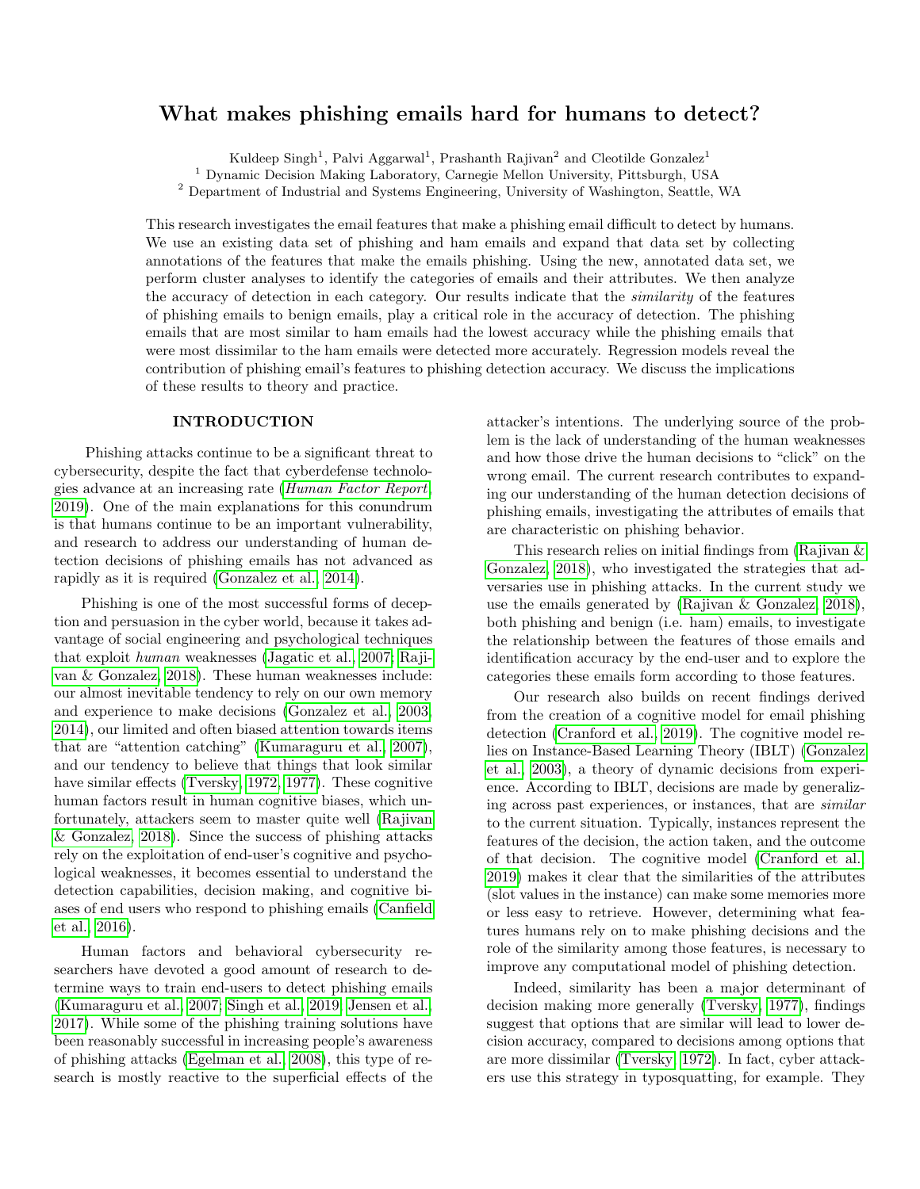# What makes phishing emails hard for humans to detect?

Kuldeep Singh[1], Palvi Aggarwal[1], Prashanth Rajivan[2] and Cleotilde Gonzalez[1]

[1] Dynamic Decision Making Laboratory, Carnegie Mellon University, Pittsburgh, USA

[2] Department of Industrial and Systems Engineering, University of Washington, Seattle, WA

This research investigates the email features that make a phishing email difficult to detect by humans. We use an existing data set of phishing and ham emails and expand that data set by collecting annotations of the features that make the emails phishing. Using the new, annotated data set, we perform cluster analyses to identify the categories of emails and their attributes. We then analyze the accuracy of detection in each category. Our results indicate that the *similarity* of the features of phishing emails to benign emails, play a critical role in the accuracy of detection. The phishing emails that are most similar to ham emails had the lowest accuracy while the phishing emails that were most dissimilar to the ham emails were detected more accurately. Regression models reveal the contribution of phishing email's features to phishing detection accuracy. We discuss the implications of these results to theory and practice.

## INTRODUCTION

Phishing attacks continue to be a significant threat to cybersecurity, despite the fact that cyberdefense technologies advance at an increasing rate (*Human Factor Report*, 2019). One of the main explanations for this conundrum is that humans continue to be an important vulnerability, and research to address our understanding of human detection decisions of phishing emails has not advanced as rapidly as it is required (Gonzalez et al., 2014).

Phishing is one of the most successful forms of deception and persuasion in the cyber world, because it takes advantage of social engineering and psychological techniques that exploit *human* weaknesses (Jagatic et al., 2007; Rajivan & Gonzalez, 2018). These human weaknesses include: our almost inevitable tendency to rely on our own memory and experience to make decisions (Gonzalez et al., 2003, 2014), our limited and often biased attention towards items that are "attention catching" (Kumaraguru et al., 2007), and our tendency to believe that things that look similar have similar effects (Tversky, 1972, 1977). These cognitive human factors result in human cognitive biases, which unfortunately, attackers seem to master quite well (Rajivan & Gonzalez, 2018). Since the success of phishing attacks rely on the exploitation of end-user's cognitive and psychological weaknesses, it becomes essential to understand the detection capabilities, decision making, and cognitive biases of end users who respond to phishing emails (Canfield et al., 2016).

Human factors and behavioral cybersecurity researchers have devoted a good amount of research to determine ways to train end-users to detect phishing emails (Kumaraguru et al., 2007; Singh et al., 2019; Jensen et al., 2017). While some of the phishing training solutions have been reasonably successful in increasing people's awareness of phishing attacks (Egelman et al., 2008), this type of research is mostly reactive to the superficial effects of the attacker's intentions. The underlying source of the problem is the lack of understanding of the human weaknesses and how those drive the human decisions to "click" on the wrong email. The current research contributes to expanding our understanding of the human detection decisions of phishing emails, investigating the attributes of emails that are characteristic on phishing behavior.

This research relies on initial findings from (Rajivan & Gonzalez, 2018), who investigated the strategies that adversaries use in phishing attacks. In the current study we use the emails generated by (Rajivan & Gonzalez, 2018), both phishing and benign (i.e. ham) emails, to investigate the relationship between the features of those emails and identification accuracy by the end-user and to explore the categories these emails form according to those features.

Our research also builds on recent findings derived from the creation of a cognitive model for email phishing detection (Cranford et al., 2019). The cognitive model relies on Instance-Based Learning Theory (IBLT) (Gonzalez et al., 2003), a theory of dynamic decisions from experience. According to IBLT, decisions are made by generalizing across past experiences, or instances, that are *similar* to the current situation. Typically, instances represent the features of the decision, the action taken, and the outcome of that decision. The cognitive model (Cranford et al., 2019) makes it clear that the similarities of the attributes (slot values in the instance) can make some memories more or less easy to retrieve. However, determining what features humans rely on to make phishing decisions and the role of the similarity among those features, is necessary to improve any computational model of phishing detection.

Indeed, similarity has been a major determinant of decision making more generally (Tversky, 1977), findings suggest that options that are similar will lead to lower decision accuracy, compared to decisions among options that are more dissimilar (Tversky, 1972). In fact, cyber attackers use this strategy in typosquatting, for example. They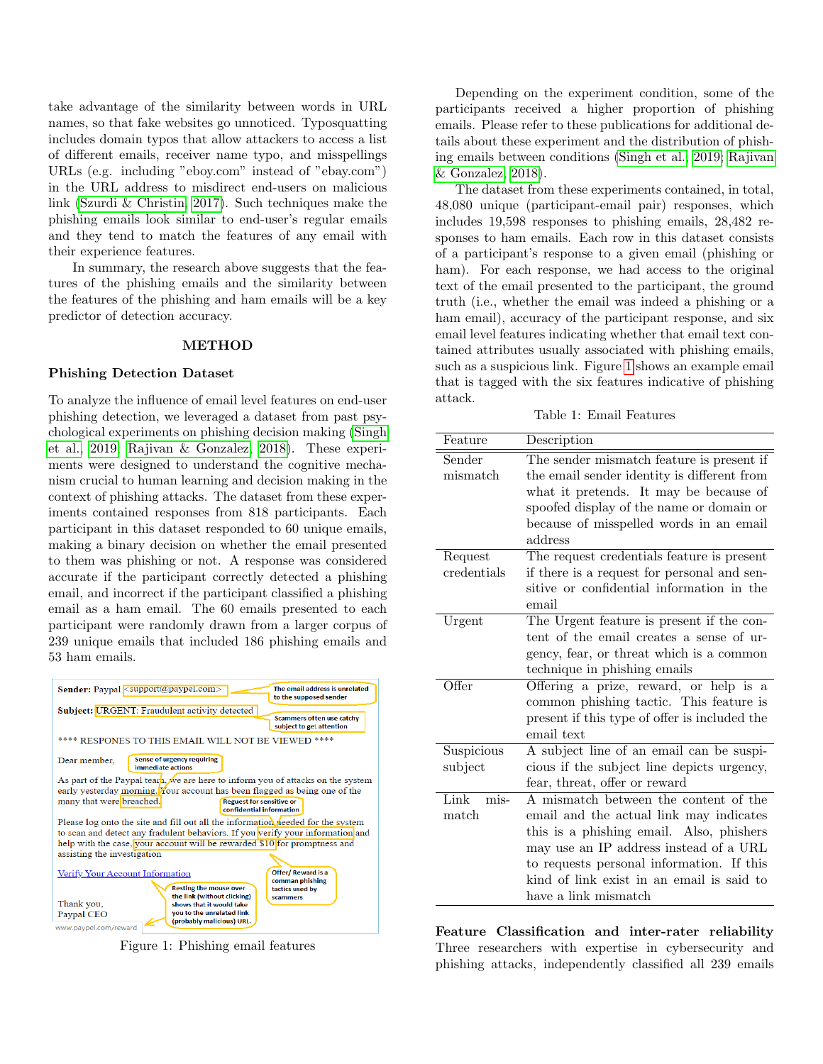take advantage of the similarity between words in URL names, so that fake websites go unnoticed. Typosquatting includes domain typos that allow attackers to access a list of different emails, receiver name typo, and misspellings URLs (e.g. including "eboy.com" instead of "ebay.com") in the URL address to misdirect end-users on malicious link (Szurdi & Christin, 2017). Such techniques make the phishing emails look similar to end-user's regular emails and they tend to match the features of any email with their experience features.

In summary, the research above suggests that the features of the phishing emails and the similarity between the features of the phishing and ham emails will be a key predictor of detection accuracy.

## METHOD

### Phishing Detection Dataset

To analyze the influence of email level features on end-user phishing detection, we leveraged a dataset from past psychological experiments on phishing decision making (Singh et al., 2019; Rajivan & Gonzalez, 2018). These experiments were designed to understand the cognitive mechanism crucial to human learning and decision making in the context of phishing attacks. The dataset from these experiments contained responses from 818 participants. Each participant in this dataset responded to 60 unique emails, making a binary decision on whether the email presented to them was phishing or not. A response was considered accurate if the participant correctly detected a phishing email, and incorrect if the participant classified a phishing email as a ham email. The 60 emails presented to each participant were randomly drawn from a larger corpus of 239 unique emails that included 186 phishing emails and 53 ham emails.

Figure 1: Phishing email features

Depending on the experiment condition, some of the participants received a higher proportion of phishing emails. Please refer to these publications for additional details about these experiment and the distribution of phishing emails between conditions (Singh et al., 2019; Rajivan & Gonzalez, 2018).

The dataset from these experiments contained, in total, 48,080 unique (participant-email pair) responses, which includes 19,598 responses to phishing emails, 28,482 responses to ham emails. Each row in this dataset consists of a participant's response to a given email (phishing or ham). For each response, we had access to the original text of the email presented to the participant, the ground truth (i.e., whether the email was indeed a phishing or a ham email), accuracy of the participant response, and six email level features indicating whether that email text contained attributes usually associated with phishing emails, such as a suspicious link. Figure 1 shows an example email that is tagged with the six features indicative of phishing attack.

Table 1: Email Features

| Feature | Description |
|---|---|
| Sender mismatch | The sender mismatch feature is present if the email sender identity is different from what it pretends. It may be because of spoofed display of the name or domain or because of misspelled words in an email address |
| Request credentials | The request credentials feature is present if there is a request for personal and sensitive or confidential information in the email |
| Urgent | The Urgent feature is present if the content of the email creates a sense of urgency, fear, or threat which is a common technique in phishing emails |
| Offer | Offering a prize, reward, or help is a common phishing tactic. This feature is present if this type of offer is included the email text |
| Suspicious subject | A subject line of an email can be suspicious if the subject line depicts urgency, fear, threat, offer or reward |
| Link mismatch | A mismatch between the content of the email and the actual link may indicates this is a phishing email. Also, phishers may use an IP address instead of a URL to requests personal information. If this kind of link exist in an email is said to have a link mismatch |

**Feature Classification and inter-rater reliability** Three researchers with expertise in cybersecurity and phishing attacks, independently classified all 239 emails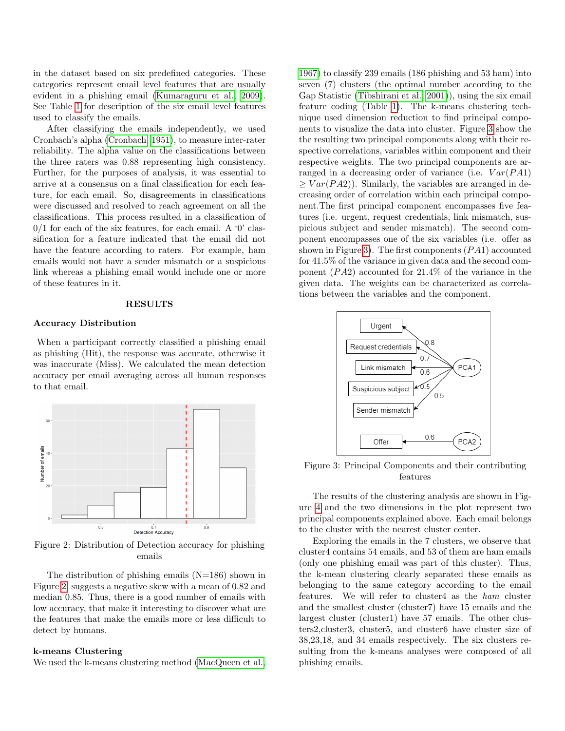in the dataset based on six predefined categories. These categories represent email level features that are usually evident in a phishing email (Kumaraguru et al., 2009). See Table 1 for description of the six email level features used to classify the emails.

After classifying the emails independently, we used Cronbach's alpha (Cronbach, 1951), to measure inter-rater reliability. The alpha value on the classifications between the three raters was 0.88 representing high consistency. Further, for the purposes of analysis, it was essential to arrive at a consensus on a final classification for each feature, for each email. So, disagreements in classifications were discussed and resolved to reach agreement on all the classifications. This process resulted in a classification of 0/1 for each of the six features, for each email. A '0' classification for a feature indicated that the email did not have the feature according to raters. For example, ham emails would not have a sender mismatch or a suspicious link whereas a phishing email would include one or more of these features in it.

## RESULTS

### Accuracy Distribution

When a participant correctly classified a phishing email as phishing (Hit), the response was accurate, otherwise it was inaccurate (Miss). We calculated the mean detection accuracy per email averaging across all human responses to that email.

Figure 2: Distribution of Detection accuracy for phishing emails

The distribution of phishing emails (N=186) shown in Figure 2 suggests a negative skew with a mean of 0.82 and median 0.85. Thus, there is a good number of emails with low accuracy, that make it interesting to discover what are the features that make the emails more or less difficult to detect by humans.

### k-means Clustering

We used the k-means clustering method (MacQueen et al., 1967) to classify 239 emails (186 phishing and 53 ham) into seven (7) clusters (the optimal number according to the Gap Statistic (Tibshirani et al., 2001)), using the six email feature coding (Table 1). The k-means clustering technique used dimension reduction to find principal components to visualize the data into cluster. Figure 3 show the the resulting two principal components along with their respective correlations, variables within component and their respective weights. The two principal components are arranged in a decreasing order of variance (i.e. $Var(PA1) \geq Var(PA2)$). Similarly, the variables are arranged in decreasing order of correlation within each principal component.The first principal component encompasses five features (i.e. urgent, request credentials, link mismatch, suspicious subject and sender mismatch). The second component encompasses one of the six variables (i.e. offer as shown in Figure 3). The first components ($PA1$) accounted for 41.5% of the variance in given data and the second component ($PA2$) accounted for 21.4% of the variance in the given data. The weights can be characterized as correlations between the variables and the component.

Figure 3: Principal Components and their contributing features

The results of the clustering analysis are shown in Figure 4 and the two dimensions in the plot represent two principal components explained above. Each email belongs to the cluster with the nearest cluster center.

Exploring the emails in the 7 clusters, we observe that cluster4 contains 54 emails, and 53 of them are ham emails (only one phishing email was part of this cluster). Thus, the k-mean clustering clearly separated these emails as belonging to the same category according to the email features. We will refer to cluster4 as the *ham* cluster and the smallest cluster (cluster7) have 15 emails and the largest cluster (cluster1) have 57 emails. The other clusters2,cluster3, cluster5, and cluster6 have cluster size of 38,23,18, and 34 emails respectively. The six clusters resulting from the k-means analyses were composed of all phishing emails.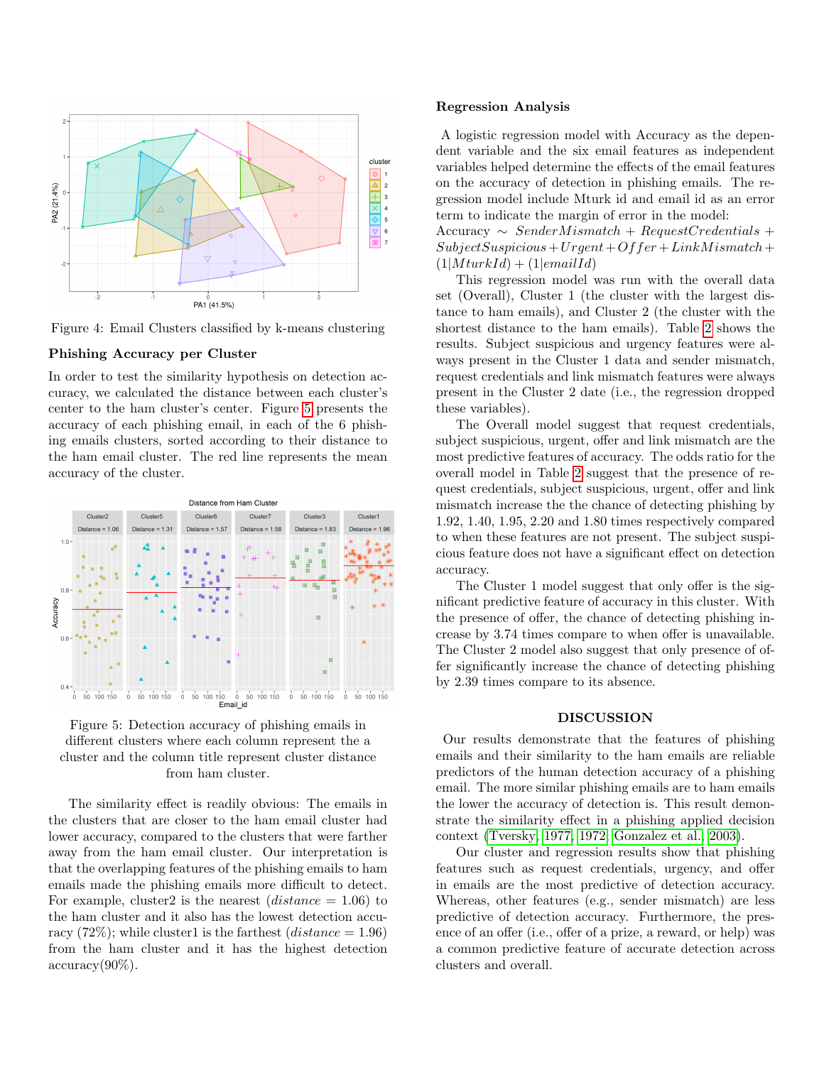Figure 4: Email Clusters classified by k-means clustering

### Phishing Accuracy per Cluster

In order to test the similarity hypothesis on detection accuracy, we calculated the distance between each cluster's center to the ham cluster's center. Figure 5 presents the accuracy of each phishing email, in each of the 6 phishing emails clusters, sorted according to their distance to the ham email cluster. The red line represents the mean accuracy of the cluster.

Figure 5: Detection accuracy of phishing emails in different clusters where each column represent the a cluster and the column title represent cluster distance from ham cluster.

The similarity effect is readily obvious: The emails in the clusters that are closer to the ham email cluster had lower accuracy, compared to the clusters that were farther away from the ham email cluster. Our interpretation is that the overlapping features of the phishing emails to ham emails made the phishing emails more difficult to detect. For example, cluster2 is the nearest ($distance = 1.06$) to the ham cluster and it also has the lowest detection accuracy (72%); while cluster1 is the farthest ($distance = 1.96$) from the ham cluster and it has the highest detection accuracy(90%).

### Regression Analysis

A logistic regression model with Accuracy as the dependent variable and the six email features as independent variables helped determine the effects of the email features on the accuracy of detection in phishing emails. The regression model include Mturk id and email id as an error term to indicate the margin of error in the model:

$Accuracy \sim SenderMismatch + RequestCredentials + SubjectSuspicious + Urgent + Offer + LinkMismatch + (1|MturkId) + (1|emailId)$

This regression model was run with the overall data set (Overall), Cluster 1 (the cluster with the largest distance to ham emails), and Cluster 2 (the cluster with the shortest distance to the ham emails). Table 2 shows the results. Subject suspicious and urgency features were always present in the Cluster 1 data and sender mismatch, request credentials and link mismatch features were always present in the Cluster 2 date (i.e., the regression dropped these variables).

The Overall model suggest that request credentials, subject suspicious, urgent, offer and link mismatch are the most predictive features of accuracy. The odds ratio for the overall model in Table 2 suggest that the presence of request credentials, subject suspicious, urgent, offer and link mismatch increase the the chance of detecting phishing by 1.92, 1.40, 1.95, 2.20 and 1.80 times respectively compared to when these features are not present. The subject suspicious feature does not have a significant effect on detection accuracy.

The Cluster 1 model suggest that only offer is the significant predictive feature of accuracy in this cluster. With the presence of offer, the chance of detecting phishing increase by 3.74 times compare to when offer is unavailable. The Cluster 2 model also suggest that only presence of offer significantly increase the chance of detecting phishing by 2.39 times compare to its absence.

## DISCUSSION

Our results demonstrate that the features of phishing emails and their similarity to the ham emails are reliable predictors of the human detection accuracy of a phishing email. The more similar phishing emails are to ham emails the lower the accuracy of detection is. This result demonstrate the similarity effect in a phishing applied decision context (Tversky, 1977, 1972; Gonzalez et al., 2003).

Our cluster and regression results show that phishing features such as request credentials, urgency, and offer in emails are the most predictive of detection accuracy. Whereas, other features (e.g., sender mismatch) are less predictive of detection accuracy. Furthermore, the presence of an offer (i.e., offer of a prize, a reward, or help) was a common predictive feature of accurate detection across clusters and overall.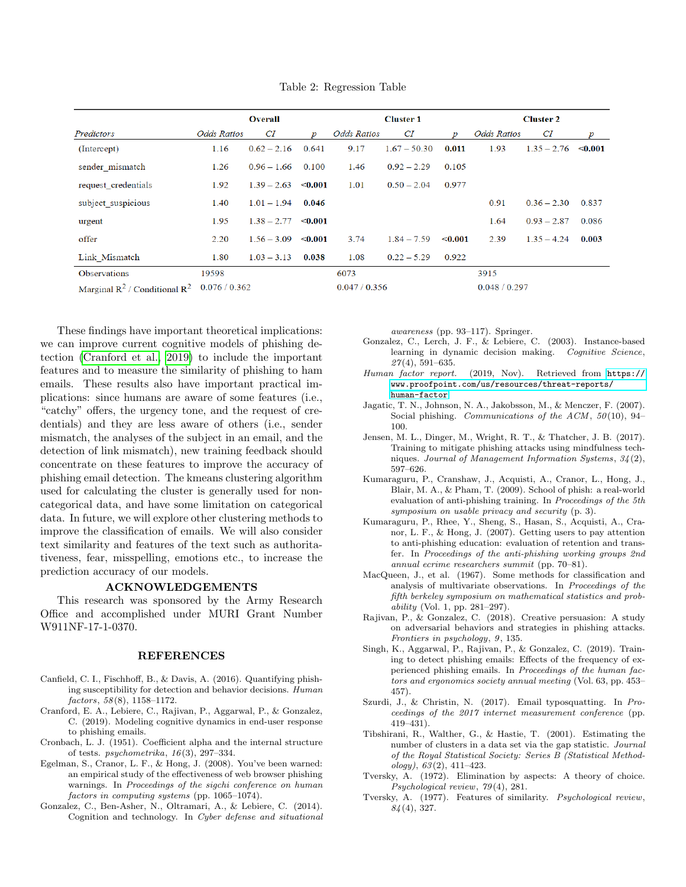Table 2: Regression Table

| | Overall | | | Cluster 1 | | | Cluster 2 | | |
|---|---|---|---|---|---|---|---|---|---|
| *Predictors* | *Odds Ratios* | *CI* | *p* | *Odds Ratios* | *CI* | *p* | *Odds Ratios* | *CI* | *p* |
| (Intercept) | 1.16 | 0.62 – 2.16 | 0.641 | 9.17 | 1.67 – 50.30 | **0.011** | 1.93 | 1.35 – 2.76 | **<0.001** |
| sender_mismatch | 1.26 | 0.96 – 1.66 | 0.100 | 1.46 | 0.92 – 2.29 | 0.105 | | | |
| request_credentials | 1.92 | 1.39 – 2.63 | **<0.001** | 1.01 | 0.50 – 2.04 | 0.977 | | | |
| subject_suspicious | 1.40 | 1.01 – 1.94 | **0.046** | | | | 0.91 | 0.36 – 2.30 | 0.837 |
| urgent | 1.95 | 1.38 – 2.77 | **<0.001** | | | | 1.64 | 0.93 – 2.87 | 0.086 |
| offer | 2.20 | 1.56 – 3.09 | **<0.001** | 3.74 | 1.84 – 7.59 | **<0.001** | 2.39 | 1.35 – 4.24 | **0.003** |
| Link_Mismatch | 1.80 | 1.03 – 3.13 | **0.038** | 1.08 | 0.22 – 5.29 | 0.922 | | | |
| Observations | 19598 | | | 6073 | | | 3915 | | |
| Marginal $R^2$ / Conditional $R^2$ | 0.076 / 0.362 | | | 0.047 / 0.356 | | | 0.048 / 0.297 | | |

These findings have important theoretical implications: we can improve current cognitive models of phishing detection (Cranford et al., 2019) to include the important features and to measure the similarity of phishing to ham emails. These results also have important practical implications: since humans are aware of some features (i.e., "catchy" offers, the urgency tone, and the request of credentials) and they are less aware of others (i.e., sender mismatch, the analyses of the subject in an email, and the detection of link mismatch), new training feedback should concentrate on these features to improve the accuracy of phishing email detection. The kmeans clustering algorithm used for calculating the cluster is generally used for non-categorical data, and have some limitation on categorical data. In future, we will explore other clustering methods to improve the classification of emails. We will also consider text similarity and features of the text such as authoritativeness, fear, misspelling, emotions etc., to increase the prediction accuracy of our models.

## ACKNOWLEDGEMENTS

This research was sponsored by the Army Research Office and accomplished under MURI Grant Number W911NF-17-1-0370.

## REFERENCES

Canfield, C. I., Fischhoff, B., & Davis, A. (2016). Quantifying phishing susceptibility for detection and behavior decisions. *Human factors*, *58*(8), 1158–1172.

Cranford, E. A., Lebiere, C., Rajivan, P., Aggarwal, P., & Gonzalez, C. (2019). Modeling cognitive dynamics in end-user response to phishing emails.

Cronbach, L. J. (1951). Coefficient alpha and the internal structure of tests. *psychometrika*, *16*(3), 297–334.

Egelman, S., Cranor, L. F., & Hong, J. (2008). You've been warned: an empirical study of the effectiveness of web browser phishing warnings. In *Proceedings of the sigchi conference on human factors in computing systems* (pp. 1065–1074).

Gonzalez, C., Ben-Asher, N., Oltramari, A., & Lebiere, C. (2014). Cognition and technology. In *Cyber defense and situational awareness* (pp. 93–117). Springer.

Gonzalez, C., Lerch, J. F., & Lebiere, C. (2003). Instance-based learning in dynamic decision making. *Cognitive Science*, *27*(4), 591–635.

*Human factor report.* (2019, Nov). Retrieved from https://www.proofpoint.com/us/resources/threat-reports/human-factor

Jagatic, T. N., Johnson, N. A., Jakobsson, M., & Menczer, F. (2007). Social phishing. *Communications of the ACM*, *50*(10), 94–100.

Jensen, M. L., Dinger, M., Wright, R. T., & Thatcher, J. B. (2017). Training to mitigate phishing attacks using mindfulness techniques. *Journal of Management Information Systems*, *34*(2), 597–626.

Kumaraguru, P., Cranshaw, J., Acquisti, A., Cranor, L., Hong, J., Blair, M. A., & Pham, T. (2009). School of phish: a real-world evaluation of anti-phishing training. In *Proceedings of the 5th symposium on usable privacy and security* (p. 3).

Kumaraguru, P., Rhee, Y., Sheng, S., Hasan, S., Acquisti, A., Cranor, L. F., & Hong, J. (2007). Getting users to pay attention to anti-phishing education: evaluation of retention and transfer. In *Proceedings of the anti-phishing working groups 2nd annual ecrime researchers summit* (pp. 70–81).

MacQueen, J., et al. (1967). Some methods for classification and analysis of multivariate observations. In *Proceedings of the fifth berkeley symposium on mathematical statistics and probability* (Vol. 1, pp. 281–297).

Rajivan, P., & Gonzalez, C. (2018). Creative persuasion: A study on adversarial behaviors and strategies in phishing attacks. *Frontiers in psychology*, *9*, 135.

Singh, K., Aggarwal, P., Rajivan, P., & Gonzalez, C. (2019). Training to detect phishing emails: Effects of the frequency of experienced phishing emails. In *Proceedings of the human factors and ergonomics society annual meeting* (Vol. 63, pp. 453–457).

Szurdi, J., & Christin, N. (2017). Email typosquatting. In *Proceedings of the 2017 internet measurement conference* (pp. 419–431).

Tibshirani, R., Walther, G., & Hastie, T. (2001). Estimating the number of clusters in a data set via the gap statistic. *Journal of the Royal Statistical Society: Series B (Statistical Methodology)*, *63*(2), 411–423.

Tversky, A. (1972). Elimination by aspects: A theory of choice. *Psychological review*, *79*(4), 281.

Tversky, A. (1977). Features of similarity. *Psychological review*, *84*(4), 327.